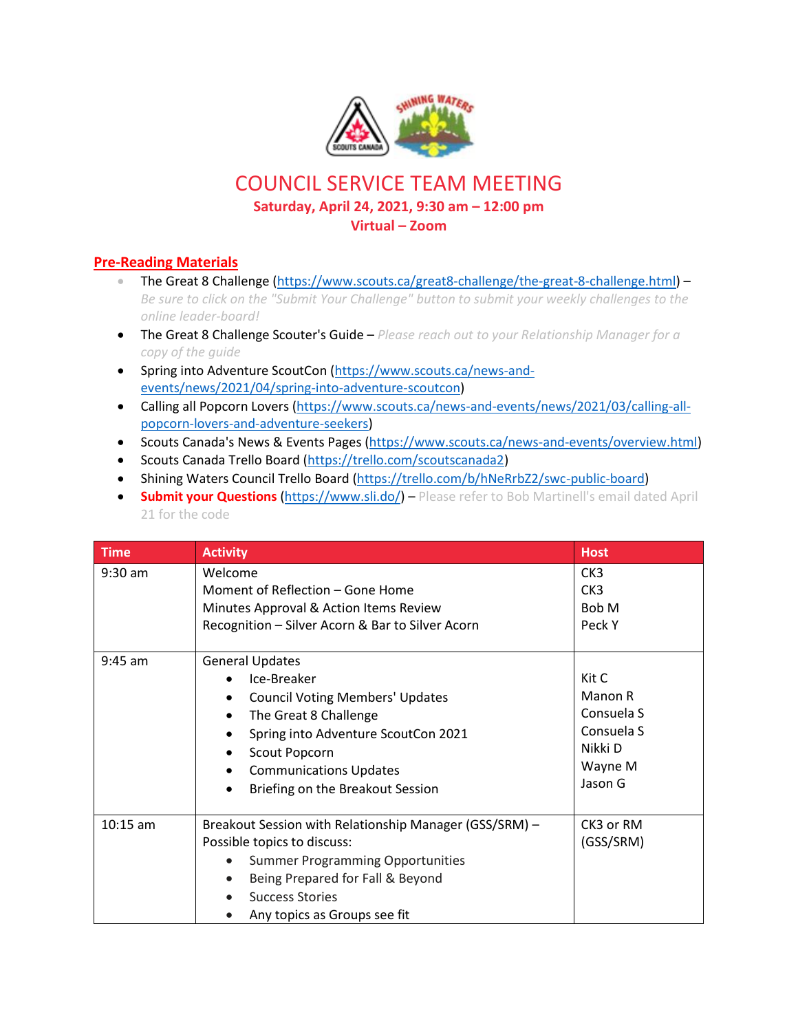# COUNCIL SERVICE TEAM MEETING

**Saturday, April 24, 2021, 9:30 am – 12:00 pm**

**Virtual – Zoom**

## Pre-Reading Materials

- The Great 8 Challenge (https://www.scouts.ca/great8-challenge/the-great-8-challenge.html) – *Be sure to click on the "Submit Your Challenge" button to submit your weekly challenges to the online leader-board!*
- The Great 8 Challenge Scouter's Guide – *Please reach out to your Relationship Manager for a copy of the guide*
- Spring into Adventure ScoutCon (https://www.scouts.ca/news-and-events/news/2021/04/spring-into-adventure-scoutcon)
- Calling all Popcorn Lovers (https://www.scouts.ca/news-and-events/news/2021/03/calling-all-popcorn-lovers-and-adventure-seekers)
- Scouts Canada's News & Events Pages (https://www.scouts.ca/news-and-events/overview.html)
- Scouts Canada Trello Board (https://trello.com/scoutscanada2)
- Shining Waters Council Trello Board (https://trello.com/b/hNeRrbZ2/swc-public-board)
- **Submit your Questions** (https://www.sli.do/) – Please refer to Bob Martinell's email dated April 21 for the code

| Time | Activity | Host |
|---|---|---|
| 9:30 am | Welcome<br>Moment of Reflection – Gone Home<br>Minutes Approval & Action Items Review<br>Recognition – Silver Acorn & Bar to Silver Acorn | CK3<br>CK3<br>Bob M<br>Peck Y |
| 9:45 am | General Updates<br>• Ice-Breaker<br>• Council Voting Members' Updates<br>• The Great 8 Challenge<br>• Spring into Adventure ScoutCon 2021<br>• Scout Popcorn<br>• Communications Updates<br>• Briefing on the Breakout Session | <br>Kit C<br>Manon R<br>Consuela S<br>Consuela S<br>Nikki D<br>Wayne M<br>Jason G |
| 10:15 am | Breakout Session with Relationship Manager (GSS/SRM) – Possible topics to discuss:<br>• Summer Programming Opportunities<br>• Being Prepared for Fall & Beyond<br>• Success Stories<br>• Any topics as Groups see fit | CK3 or RM (GSS/SRM) |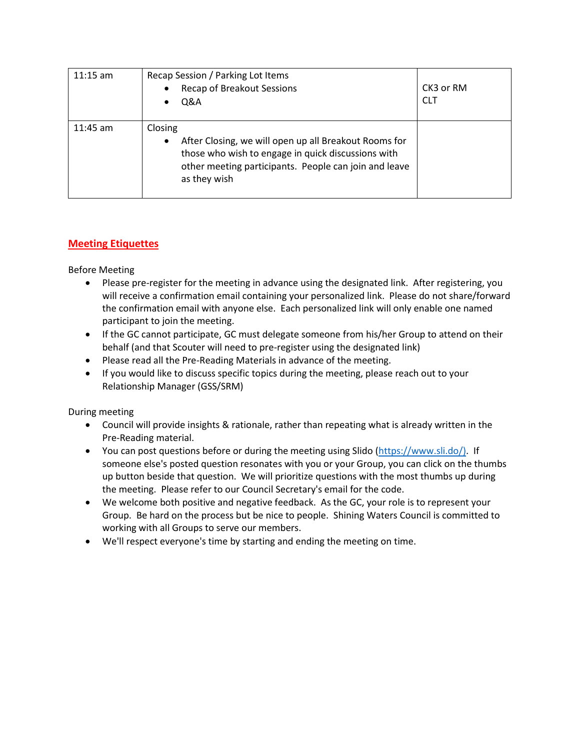| | | |
|---|---|---|
| 11:15 am | Recap Session / Parking Lot Items<br>• Recap of Breakout Sessions<br>• Q&A | CK3 or RM<br>CLT |
| 11:45 am | Closing<br>• After Closing, we will open up all Breakout Rooms for those who wish to engage in quick discussions with other meeting participants. People can join and leave as they wish | |

## Meeting Etiquettes

Before Meeting

- Please pre-register for the meeting in advance using the designated link. After registering, you will receive a confirmation email containing your personalized link. Please do not share/forward the confirmation email with anyone else. Each personalized link will only enable one named participant to join the meeting.
- If the GC cannot participate, GC must delegate someone from his/her Group to attend on their behalf (and that Scouter will need to pre-register using the designated link)
- Please read all the Pre-Reading Materials in advance of the meeting.
- If you would like to discuss specific topics during the meeting, please reach out to your Relationship Manager (GSS/SRM)

During meeting

- Council will provide insights & rationale, rather than repeating what is already written in the Pre-Reading material.
- You can post questions before or during the meeting using Slido (https://www.sli.do/). If someone else's posted question resonates with you or your Group, you can click on the thumbs up button beside that question. We will prioritize questions with the most thumbs up during the meeting. Please refer to our Council Secretary's email for the code.
- We welcome both positive and negative feedback. As the GC, your role is to represent your Group. Be hard on the process but be nice to people. Shining Waters Council is committed to working with all Groups to serve our members.
- We'll respect everyone's time by starting and ending the meeting on time.